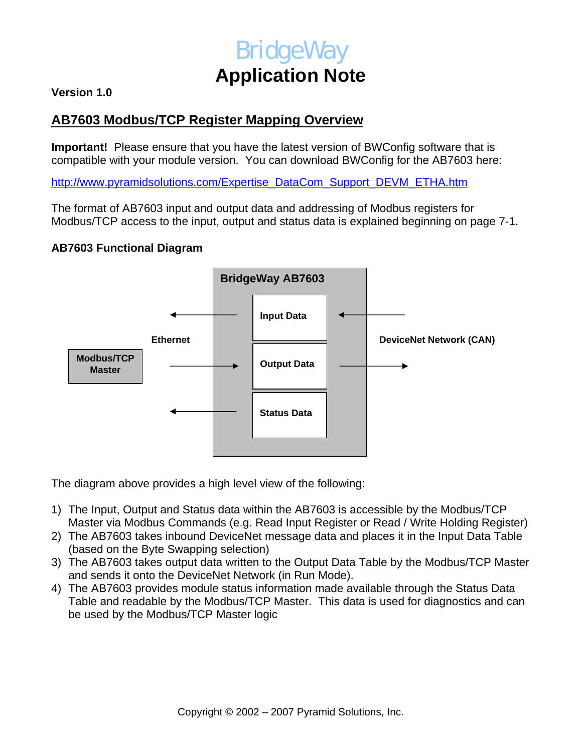# BridgeWay
# Application Note

**Version 1.0**

## AB7603 Modbus/TCP Register Mapping Overview

**Important!** Please ensure that you have the latest version of BWConfig software that is compatible with your module version. You can download BWConfig for the AB7603 here:

http://www.pyramidsolutions.com/Expertise_DataCom_Support_DEVM_ETHA.htm

The format of AB7603 input and output data and addressing of Modbus registers for Modbus/TCP access to the input, output and status data is explained beginning on page 7-1.

### AB7603 Functional Diagram

BridgeWay AB7603

Input Data

Output Data

Status Data

Ethernet

Modbus/TCP Master

DeviceNet Network (CAN)

The diagram above provides a high level view of the following:

1) The Input, Output and Status data within the AB7603 is accessible by the Modbus/TCP Master via Modbus Commands (e.g. Read Input Register or Read / Write Holding Register)
2) The AB7603 takes inbound DeviceNet message data and places it in the Input Data Table (based on the Byte Swapping selection)
3) The AB7603 takes output data written to the Output Data Table by the Modbus/TCP Master and sends it onto the DeviceNet Network (in Run Mode).
4) The AB7603 provides module status information made available through the Status Data Table and readable by the Modbus/TCP Master. This data is used for diagnostics and can be used by the Modbus/TCP Master logic

Copyright © 2002 – 2007 Pyramid Solutions, Inc.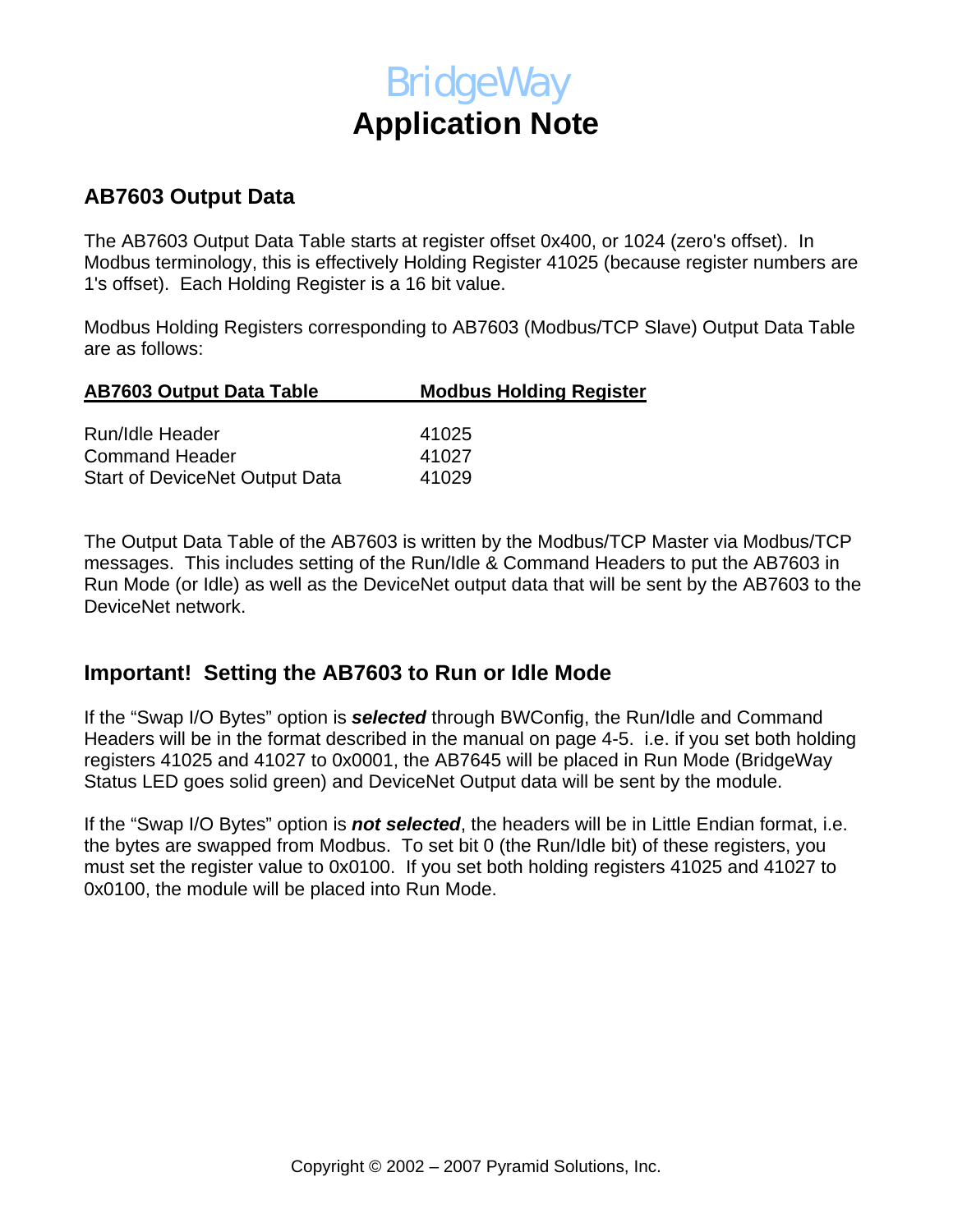# BridgeWay
# Application Note

## AB7603 Output Data

The AB7603 Output Data Table starts at register offset 0x400, or 1024 (zero's offset). In Modbus terminology, this is effectively Holding Register 41025 (because register numbers are 1's offset). Each Holding Register is a 16 bit value.

Modbus Holding Registers corresponding to AB7603 (Modbus/TCP Slave) Output Data Table are as follows:

| AB7603 Output Data Table | Modbus Holding Register |
| --- | --- |
| Run/Idle Header | 41025 |
| Command Header | 41027 |
| Start of DeviceNet Output Data | 41029 |

The Output Data Table of the AB7603 is written by the Modbus/TCP Master via Modbus/TCP messages. This includes setting of the Run/Idle & Command Headers to put the AB7603 in Run Mode (or Idle) as well as the DeviceNet output data that will be sent by the AB7603 to the DeviceNet network.

## Important! Setting the AB7603 to Run or Idle Mode

If the "Swap I/O Bytes" option is ***selected*** through BWConfig, the Run/Idle and Command Headers will be in the format described in the manual on page 4-5. i.e. if you set both holding registers 41025 and 41027 to 0x0001, the AB7645 will be placed in Run Mode (BridgeWay Status LED goes solid green) and DeviceNet Output data will be sent by the module.

If the "Swap I/O Bytes" option is ***not selected***, the headers will be in Little Endian format, i.e. the bytes are swapped from Modbus. To set bit 0 (the Run/Idle bit) of these registers, you must set the register value to 0x0100. If you set both holding registers 41025 and 41027 to 0x0100, the module will be placed into Run Mode.

Copyright © 2002 – 2007 Pyramid Solutions, Inc.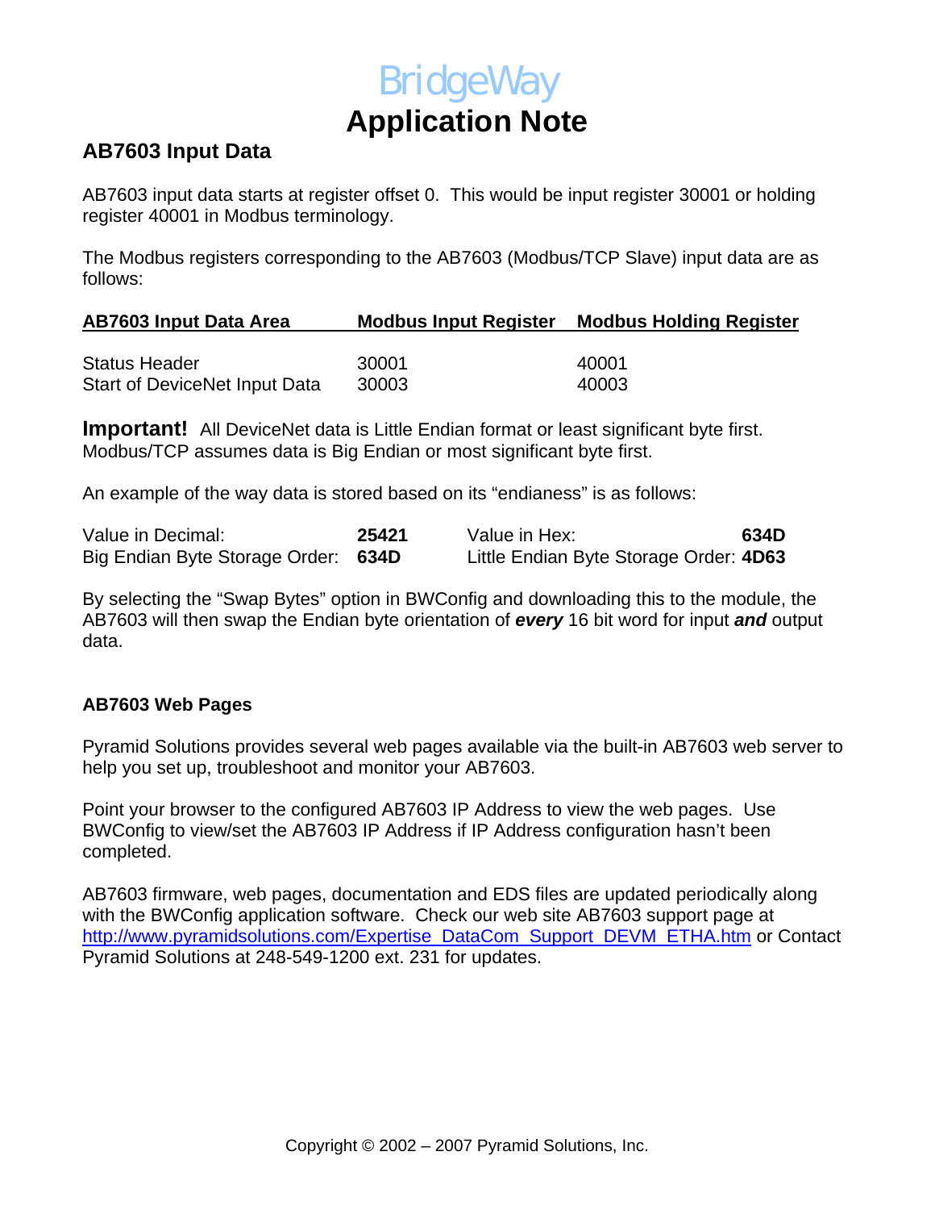# BridgeWay

# Application Note

## AB7603 Input Data

AB7603 input data starts at register offset 0. This would be input register 30001 or holding register 40001 in Modbus terminology.

The Modbus registers corresponding to the AB7603 (Modbus/TCP Slave) input data are as follows:

| AB7603 Input Data Area | Modbus Input Register | Modbus Holding Register |
|---|---|---|
| Status Header | 30001 | 40001 |
| Start of DeviceNet Input Data | 30003 | 40003 |

**Important!** All DeviceNet data is Little Endian format or least significant byte first. Modbus/TCP assumes data is Big Endian or most significant byte first.

An example of the way data is stored based on its "endianess" is as follows:

| | | | |
|---|---|---|---|
| Value in Decimal: | **25421** | Value in Hex: | **634D** |
| Big Endian Byte Storage Order: | **634D** | Little Endian Byte Storage Order: | **4D63** |

By selecting the "Swap Bytes" option in BWConfig and downloading this to the module, the AB7603 will then swap the Endian byte orientation of ***every*** 16 bit word for input ***and*** output data.

### AB7603 Web Pages

Pyramid Solutions provides several web pages available via the built-in AB7603 web server to help you set up, troubleshoot and monitor your AB7603.

Point your browser to the configured AB7603 IP Address to view the web pages. Use BWConfig to view/set the AB7603 IP Address if IP Address configuration hasn't been completed.

AB7603 firmware, web pages, documentation and EDS files are updated periodically along with the BWConfig application software. Check our web site AB7603 support page at http://www.pyramidsolutions.com/Expertise_DataCom_Support_DEVM_ETHA.htm or Contact Pyramid Solutions at 248-549-1200 ext. 231 for updates.

Copyright © 2002 – 2007 Pyramid Solutions, Inc.